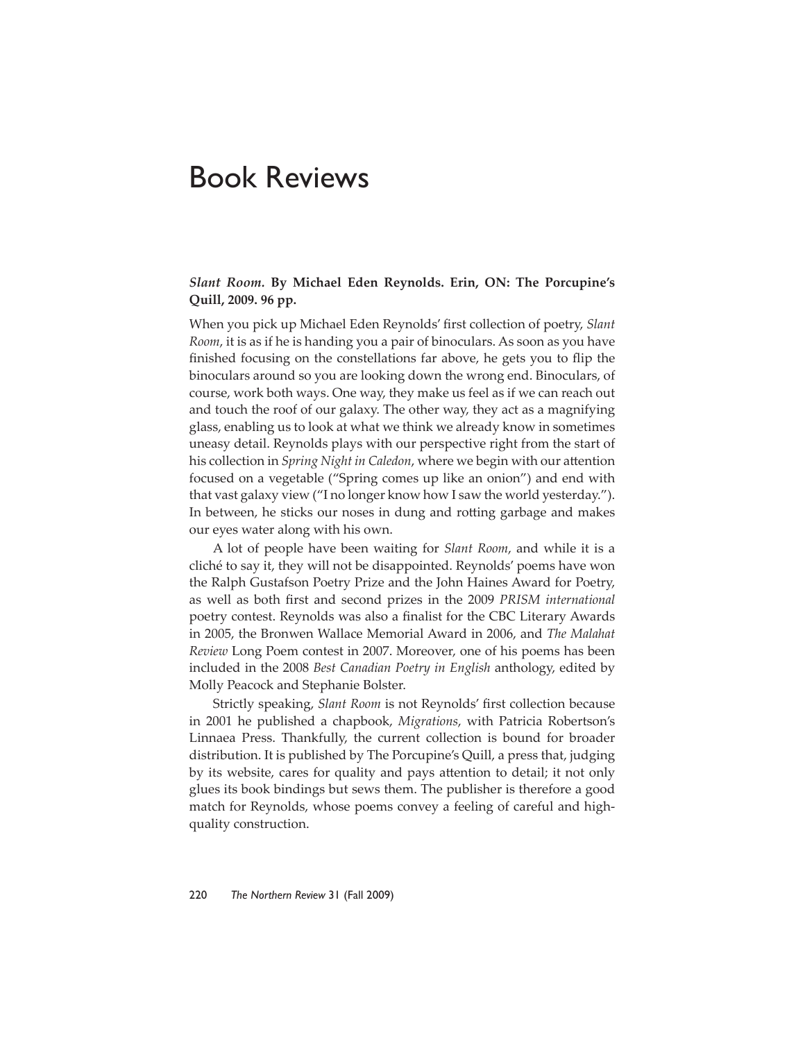# Book Reviews

***Slant Room*. By Michael Eden Reynolds. Erin, ON: The Porcupine's Quill, 2009. 96 pp.**

When you pick up Michael Eden Reynolds' first collection of poetry, *Slant Room*, it is as if he is handing you a pair of binoculars. As soon as you have finished focusing on the constellations far above, he gets you to flip the binoculars around so you are looking down the wrong end. Binoculars, of course, work both ways. One way, they make us feel as if we can reach out and touch the roof of our galaxy. The other way, they act as a magnifying glass, enabling us to look at what we think we already know in sometimes uneasy detail. Reynolds plays with our perspective right from the start of his collection in *Spring Night in Caledon*, where we begin with our attention focused on a vegetable ("Spring comes up like an onion") and end with that vast galaxy view ("I no longer know how I saw the world yesterday."). In between, he sticks our noses in dung and rotting garbage and makes our eyes water along with his own.

A lot of people have been waiting for *Slant Room*, and while it is a cliché to say it, they will not be disappointed. Reynolds' poems have won the Ralph Gustafson Poetry Prize and the John Haines Award for Poetry, as well as both first and second prizes in the 2009 *PRISM international* poetry contest. Reynolds was also a finalist for the CBC Literary Awards in 2005, the Bronwen Wallace Memorial Award in 2006, and *The Malahat Review* Long Poem contest in 2007. Moreover, one of his poems has been included in the 2008 *Best Canadian Poetry in English* anthology, edited by Molly Peacock and Stephanie Bolster.

Strictly speaking, *Slant Room* is not Reynolds' first collection because in 2001 he published a chapbook, *Migrations*, with Patricia Robertson's Linnaea Press. Thankfully, the current collection is bound for broader distribution. It is published by The Porcupine's Quill, a press that, judging by its website, cares for quality and pays attention to detail; it not only glues its book bindings but sews them. The publisher is therefore a good match for Reynolds, whose poems convey a feeling of careful and high-quality construction.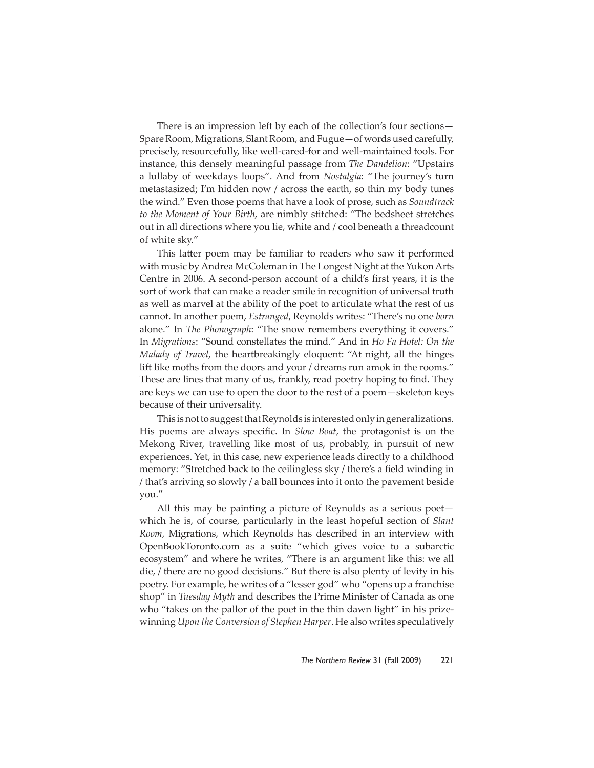There is an impression left by each of the collection's four sections—Spare Room, Migrations, Slant Room, and Fugue—of words used carefully, precisely, resourcefully, like well-cared-for and well-maintained tools. For instance, this densely meaningful passage from *The Dandelion*: "Upstairs a lullaby of weekdays loops". And from *Nostalgia*: "The journey's turn metastasized; I'm hidden now / across the earth, so thin my body tunes the wind." Even those poems that have a look of prose, such as *Soundtrack to the Moment of Your Birth*, are nimbly stitched: "The bedsheet stretches out in all directions where you lie, white and / cool beneath a threadcount of white sky."

This latter poem may be familiar to readers who saw it performed with music by Andrea McColeman in The Longest Night at the Yukon Arts Centre in 2006. A second-person account of a child's first years, it is the sort of work that can make a reader smile in recognition of universal truth as well as marvel at the ability of the poet to articulate what the rest of us cannot. In another poem, *Estranged*, Reynolds writes: "There's no one *born* alone." In *The Phonograph*: "The snow remembers everything it covers." In *Migrations*: "Sound constellates the mind." And in *Ho Fa Hotel: On the Malady of Travel*, the heartbreakingly eloquent: "At night, all the hinges lift like moths from the doors and your / dreams run amok in the rooms." These are lines that many of us, frankly, read poetry hoping to find. They are keys we can use to open the door to the rest of a poem—skeleton keys because of their universality.

This is not to suggest that Reynolds is interested only in generalizations. His poems are always specific. In *Slow Boat*, the protagonist is on the Mekong River, travelling like most of us, probably, in pursuit of new experiences. Yet, in this case, new experience leads directly to a childhood memory: "Stretched back to the ceilingless sky / there's a field winding in / that's arriving so slowly / a ball bounces into it onto the pavement beside you."

All this may be painting a picture of Reynolds as a serious poet—which he is, of course, particularly in the least hopeful section of *Slant Room*, Migrations, which Reynolds has described in an interview with OpenBookToronto.com as a suite "which gives voice to a subarctic ecosystem" and where he writes, "There is an argument like this: we all die, / there are no good decisions." But there is also plenty of levity in his poetry. For example, he writes of a "lesser god" who "opens up a franchise shop" in *Tuesday Myth* and describes the Prime Minister of Canada as one who "takes on the pallor of the poet in the thin dawn light" in his prize-winning *Upon the Conversion of Stephen Harper*. He also writes speculatively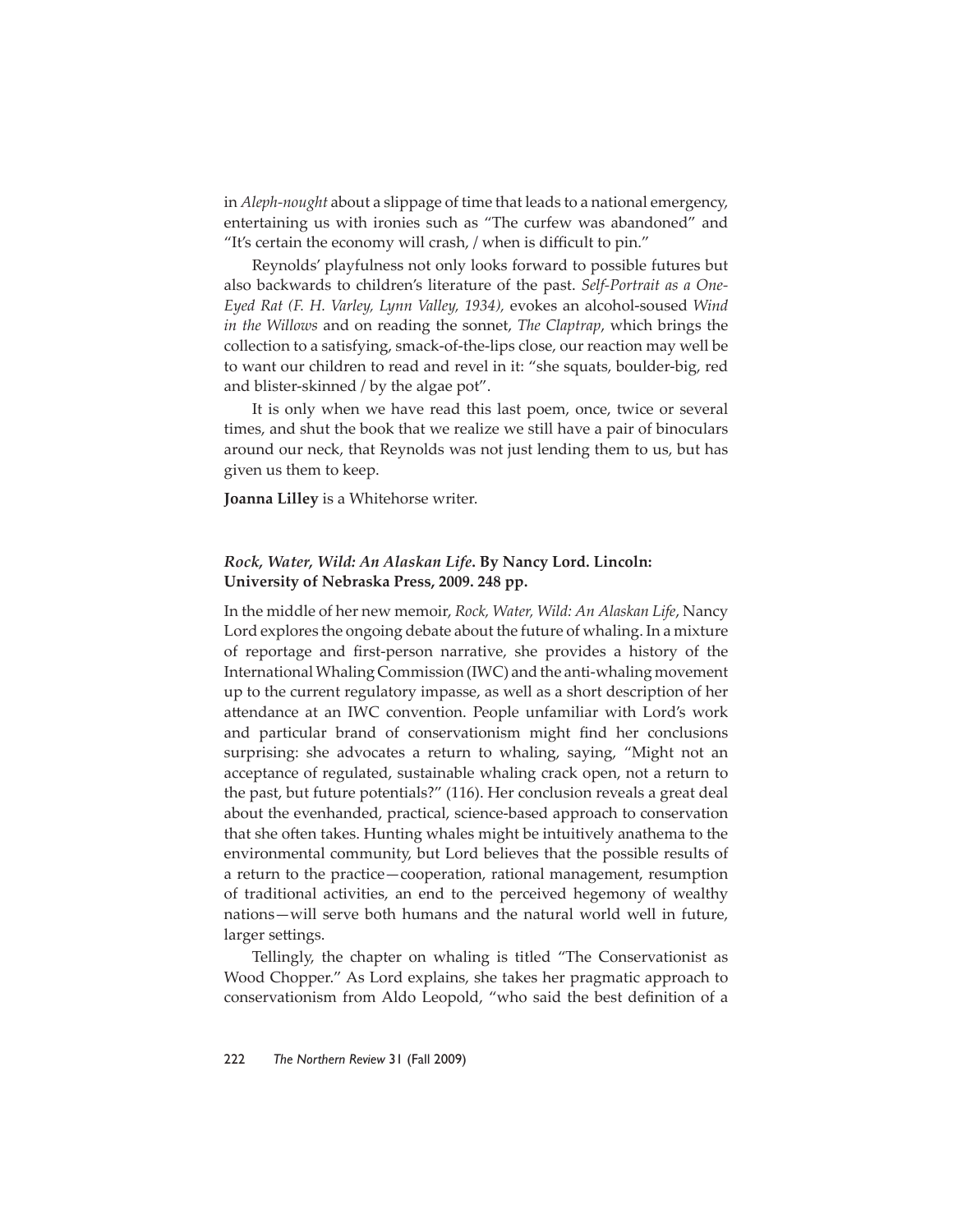in *Aleph-nought* about a slippage of time that leads to a national emergency, entertaining us with ironies such as "The curfew was abandoned" and "It's certain the economy will crash, / when is difficult to pin."

Reynolds' playfulness not only looks forward to possible futures but also backwards to children's literature of the past. *Self-Portrait as a One-Eyed Rat (F. H. Varley, Lynn Valley, 1934),* evokes an alcohol-soused *Wind in the Willows* and on reading the sonnet, *The Claptrap*, which brings the collection to a satisfying, smack-of-the-lips close, our reaction may well be to want our children to read and revel in it: "she squats, boulder-big, red and blister-skinned / by the algae pot".

It is only when we have read this last poem, once, twice or several times, and shut the book that we realize we still have a pair of binoculars around our neck, that Reynolds was not just lending them to us, but has given us them to keep.

**Joanna Lilley** is a Whitehorse writer.

### ***Rock, Water, Wild: An Alaskan Life*. By Nancy Lord. Lincoln: University of Nebraska Press, 2009. 248 pp.**

In the middle of her new memoir, *Rock, Water, Wild: An Alaskan Life*, Nancy Lord explores the ongoing debate about the future of whaling. In a mixture of reportage and first-person narrative, she provides a history of the International Whaling Commission (IWC) and the anti-whaling movement up to the current regulatory impasse, as well as a short description of her attendance at an IWC convention. People unfamiliar with Lord's work and particular brand of conservationism might find her conclusions surprising: she advocates a return to whaling, saying, "Might not an acceptance of regulated, sustainable whaling crack open, not a return to the past, but future potentials?" (116). Her conclusion reveals a great deal about the evenhanded, practical, science-based approach to conservation that she often takes. Hunting whales might be intuitively anathema to the environmental community, but Lord believes that the possible results of a return to the practice—cooperation, rational management, resumption of traditional activities, an end to the perceived hegemony of wealthy nations—will serve both humans and the natural world well in future, larger settings.

Tellingly, the chapter on whaling is titled "The Conservationist as Wood Chopper." As Lord explains, she takes her pragmatic approach to conservationism from Aldo Leopold, "who said the best definition of a